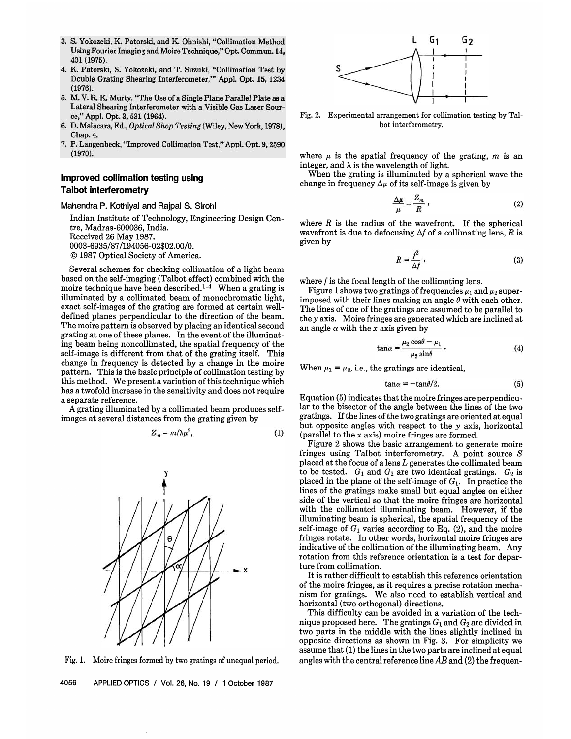3. S. Yokozeki, K. Patorski, and K. Ohnishi, "Collimation Method Using Fourier Imaging and Moire Technique," Opt. Commun. 14, 401 (1975).
4. K. Patorski, S. Yokozeki, and T. Suzuki, "Collimation Test by Double Grating Shearing Interferometer," Appl. Opt. 15, 1234 (1976).
5. M. V. R. K. Murty, "The Use of a Single Plane Parallel Plate as a Lateral Shearing Interferometer with a Visible Gas Laser Source," Appl. Opt. 3, 531 (1964).
6. D. Malacara, Ed., *Optical Shop Testing* (Wiley, New York, 1978), Chap. 4.
7. P. Langenbeck, "Improved Collimation Test," Appl. Opt. 9, 2590 (1970).

## Improved collimation testing using Talbot interferometry

Mahendra P. Kothiyal and Rajpal S. Sirohi

Indian Institute of Technology, Engineering Design Centre, Madras-600036, India.
Received 26 May 1987.
0003-6935/87/194056-02$02.00/0.
© 1987 Optical Society of America.

Several schemes for checking collimation of a light beam based on the self-imaging (Talbot effect) combined with the moire technique have been described.[1-4] When a grating is illuminated by a collimated beam of monochromatic light, exact self-images of the grating are formed at certain well-defined planes perpendicular to the direction of the beam. The moire pattern is observed by placing an identical second grating at one of these planes. In the event of the illuminating beam being noncollimated, the spatial frequency of the self-image is different from that of the grating itself. This change in frequency is detected by a change in the moire pattern. This is the basic principle of collimation testing by this method. We present a variation of this technique which has a twofold increase in the sensitivity and does not require a separate reference.

A grating illuminated by a collimated beam produces self-images at several distances from the grating given by

$$Z_m = m/\lambda\mu^2, \tag{1}$$

Fig. 1. Moire fringes formed by two gratings of unequal period.

L $G_1$ $G_2$

S

Fig. 2. Experimental arrangement for collimation testing by Talbot interferometry.

where $\mu$ is the spatial frequency of the grating, $m$ is an integer, and $\lambda$ is the wavelength of light.

When the grating is illuminated by a spherical wave the change in frequency $\Delta\mu$ of its self-image is given by

$$\frac{\Delta\mu}{\mu} = \frac{Z_m}{R}, \tag{2}$$

where $R$ is the radius of the wavefront. If the spherical wavefront is due to defocusing $\Delta f$ of a collimating lens, $R$ is given by

$$R = \frac{f^2}{\Delta f}, \tag{3}$$

where $f$ is the focal length of the collimating lens.

Figure 1 shows two gratings of frequencies $\mu_1$ and $\mu_2$ superimposed with their lines making an angle $\theta$ with each other. The lines of one of the gratings are assumed to be parallel to the $y$ axis. Moire fringes are generated which are inclined at an angle $\alpha$ with the $x$ axis given by

$$\tan\alpha = \frac{\mu_2\cos\theta - \mu_1}{\mu_2\sin\theta}. \tag{4}$$

When $\mu_1 = \mu_2$, i.e., the gratings are identical,

$$\tan\alpha = -\tan\theta/2. \tag{5}$$

Equation (5) indicates that the moire fringes are perpendicular to the bisector of the angle between the lines of the two gratings. If the lines of the two gratings are oriented at equal but opposite angles with respect to the $y$ axis, horizontal (parallel to the $x$ axis) moire fringes are formed.

Figure 2 shows the basic arrangement to generate moire fringes using Talbot interferometry. A point source $S$ placed at the focus of a lens $L$ generates the collimated beam to be tested. $G_1$ and $G_2$ are two identical gratings. $G_2$ is placed in the plane of the self-image of $G_1$. In practice the lines of the gratings make small but equal angles on either side of the vertical so that the moire fringes are horizontal with the collimated illuminating beam. However, if the illuminating beam is spherical, the spatial frequency of the self-image of $G_1$ varies according to Eq. (2), and the moire fringes rotate. In other words, horizontal moire fringes are indicative of the collimation of the illuminating beam. Any rotation from this reference orientation is a test for departure from collimation.

It is rather difficult to establish this reference orientation of the moire fringes, as it requires a precise rotation mechanism for gratings. We also need to establish vertical and horizontal (two orthogonal) directions.

This difficulty can be avoided in a variation of the technique proposed here. The gratings $G_1$ and $G_2$ are divided in two parts in the middle with the lines slightly inclined in opposite directions as shown in Fig. 3. For simplicity we assume that (1) the lines in the two parts are inclined at equal angles with the central reference line $AB$ and (2) the frequen-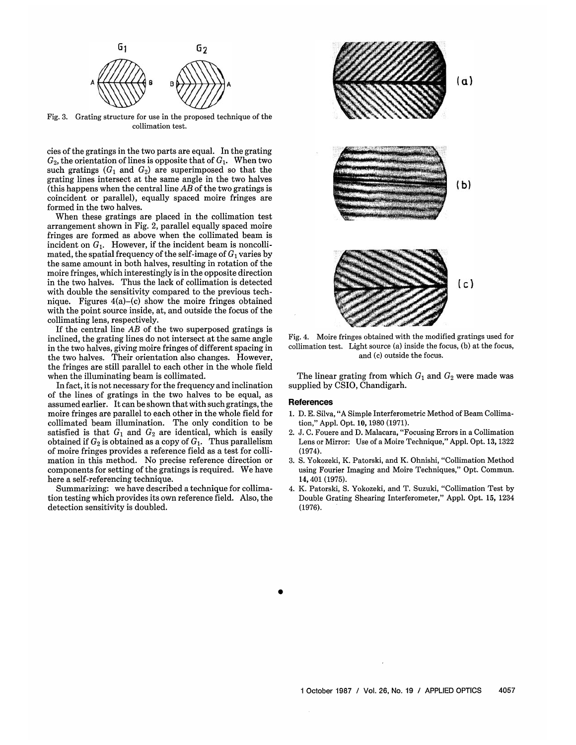G1 G2

A B B A

Fig. 3. Grating structure for use in the proposed technique of the collimation test.

cies of the gratings in the two parts are equal. In the grating $G_2$, the orientation of lines is opposite that of $G_1$. When two such gratings ($G_1$ and $G_2$) are superimposed so that the grating lines intersect at the same angle in the two halves (this happens when the central line $AB$ of the two gratings is coincident or parallel), equally spaced moire fringes are formed in the two halves.

When these gratings are placed in the collimation test arrangement shown in Fig. 2, parallel equally spaced moire fringes are formed as above when the collimated beam is incident on $G_1$. However, if the incident beam is noncollimated, the spatial frequency of the self-image of $G_1$ varies by the same amount in both halves, resulting in rotation of the moire fringes, which interestingly is in the opposite direction in the two halves. Thus the lack of collimation is detected with double the sensitivity compared to the previous technique. Figures 4(a)–(c) show the moire fringes obtained with the point source inside, at, and outside the focus of the collimating lens, respectively.

If the central line $AB$ of the two superposed gratings is inclined, the grating lines do not intersect at the same angle in the two halves, giving moire fringes of different spacing in the two halves. Their orientation also changes. However, the fringes are still parallel to each other in the whole field when the illuminating beam is collimated.

In fact, it is not necessary for the frequency and inclination of the lines of gratings in the two halves to be equal, as assumed earlier. It can be shown that with such gratings, the moire fringes are parallel to each other in the whole field for collimated beam illumination. The only condition to be satisfied is that $G_1$ and $G_2$ are identical, which is easily obtained if $G_2$ is obtained as a copy of $G_1$. Thus parallelism of moire fringes provides a reference field as a test for collimation in this method. No precise reference direction or components for setting of the gratings is required. We have here a self-referencing technique.

Summarizing: we have described a technique for collimation testing which provides its own reference field. Also, the detection sensitivity is doubled.

(a)

(b)

(c)

Fig. 4. Moire fringes obtained with the modified gratings used for collimation test. Light source (a) inside the focus, (b) at the focus, and (c) outside the focus.

The linear grating from which $G_1$ and $G_2$ were made was supplied by CSIO, Chandigarh.

## References

1. D. E. Silva, "A Simple Interferometric Method of Beam Collimation," Appl. Opt. **10**, 1980 (1971).
2. J. C. Fouere and D. Malacara, "Focusing Errors in a Collimation Lens or Mirror: Use of a Moire Technique," Appl. Opt. **13**, 1322 (1974).
3. S. Yokozeki, K. Patorski, and K. Ohnishi, "Collimation Method using Fourier Imaging and Moire Techniques," Opt. Commun. **14**, 401 (1975).
4. K. Patorski, S. Yokozeki, and T. Suzuki, "Collimation Test by Double Grating Shearing Interferometer," Appl. Opt. **15**, 1234 (1976).